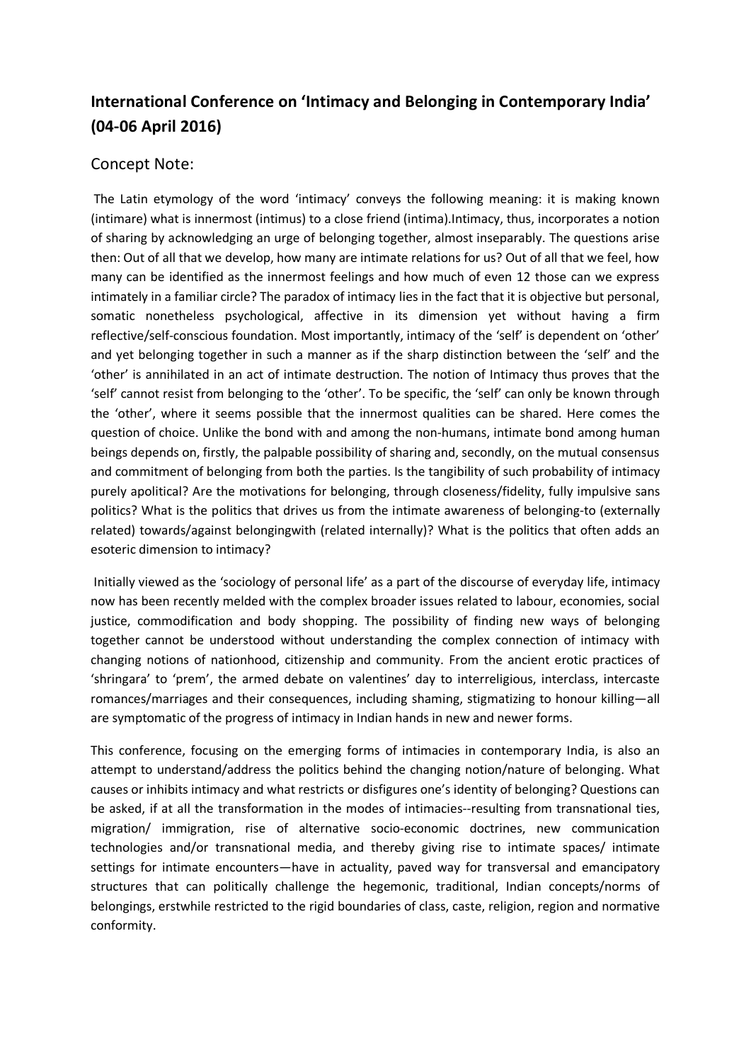# International Conference on 'Intimacy and Belonging in Contemporary India' (04-06 April 2016)

## Concept Note:

The Latin etymology of the word 'intimacy' conveys the following meaning: it is making known (intimare) what is innermost (intimus) to a close friend (intima).Intimacy, thus, incorporates a notion of sharing by acknowledging an urge of belonging together, almost inseparably. The questions arise then: Out of all that we develop, how many are intimate relations for us? Out of all that we feel, how many can be identified as the innermost feelings and how much of even 12 those can we express intimately in a familiar circle? The paradox of intimacy lies in the fact that it is objective but personal, somatic nonetheless psychological, affective in its dimension yet without having a firm reflective/self-conscious foundation. Most importantly, intimacy of the 'self' is dependent on 'other' and yet belonging together in such a manner as if the sharp distinction between the 'self' and the 'other' is annihilated in an act of intimate destruction. The notion of Intimacy thus proves that the 'self' cannot resist from belonging to the 'other'. To be specific, the 'self' can only be known through the 'other', where it seems possible that the innermost qualities can be shared. Here comes the question of choice. Unlike the bond with and among the non-humans, intimate bond among human beings depends on, firstly, the palpable possibility of sharing and, secondly, on the mutual consensus and commitment of belonging from both the parties. Is the tangibility of such probability of intimacy purely apolitical? Are the motivations for belonging, through closeness/fidelity, fully impulsive sans politics? What is the politics that drives us from the intimate awareness of belonging-to (externally related) towards/against belongingwith (related internally)? What is the politics that often adds an esoteric dimension to intimacy?

Initially viewed as the 'sociology of personal life' as a part of the discourse of everyday life, intimacy now has been recently melded with the complex broader issues related to labour, economies, social justice, commodification and body shopping. The possibility of finding new ways of belonging together cannot be understood without understanding the complex connection of intimacy with changing notions of nationhood, citizenship and community. From the ancient erotic practices of 'shringara' to 'prem', the armed debate on valentines' day to interreligious, interclass, intercaste romances/marriages and their consequences, including shaming, stigmatizing to honour killing—all are symptomatic of the progress of intimacy in Indian hands in new and newer forms.

This conference, focusing on the emerging forms of intimacies in contemporary India, is also an attempt to understand/address the politics behind the changing notion/nature of belonging. What causes or inhibits intimacy and what restricts or disfigures one's identity of belonging? Questions can be asked, if at all the transformation in the modes of intimacies--resulting from transnational ties, migration/ immigration, rise of alternative socio-economic doctrines, new communication technologies and/or transnational media, and thereby giving rise to intimate spaces/ intimate settings for intimate encounters—have in actuality, paved way for transversal and emancipatory structures that can politically challenge the hegemonic, traditional, Indian concepts/norms of belongings, erstwhile restricted to the rigid boundaries of class, caste, religion, region and normative conformity.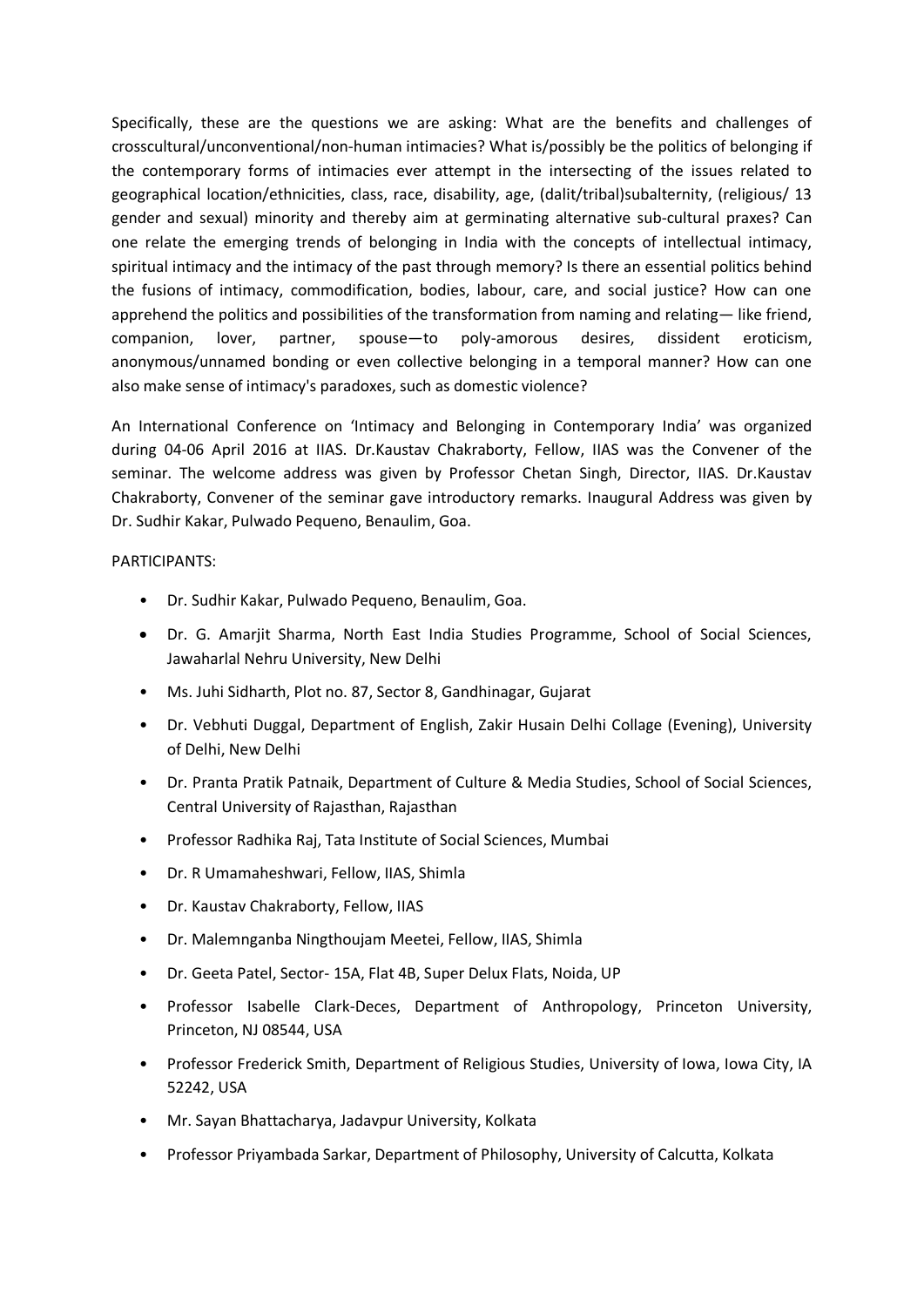Specifically, these are the questions we are asking: What are the benefits and challenges of crosscultural/unconventional/non-human intimacies? What is/possibly be the politics of belonging if the contemporary forms of intimacies ever attempt in the intersecting of the issues related to geographical location/ethnicities, class, race, disability, age, (dalit/tribal)subalternity, (religious/ 13 gender and sexual) minority and thereby aim at germinating alternative sub-cultural praxes? Can one relate the emerging trends of belonging in India with the concepts of intellectual intimacy, spiritual intimacy and the intimacy of the past through memory? Is there an essential politics behind the fusions of intimacy, commodification, bodies, labour, care, and social justice? How can one apprehend the politics and possibilities of the transformation from naming and relating— like friend, companion, lover, partner, spouse—to poly-amorous desires, dissident eroticism, anonymous/unnamed bonding or even collective belonging in a temporal manner? How can one also make sense of intimacy's paradoxes, such as domestic violence?

An International Conference on 'Intimacy and Belonging in Contemporary India' was organized during 04-06 April 2016 at IIAS. Dr.Kaustav Chakraborty, Fellow, IIAS was the Convener of the seminar. The welcome address was given by Professor Chetan Singh, Director, IIAS. Dr.Kaustav Chakraborty, Convener of the seminar gave introductory remarks. Inaugural Address was given by Dr. Sudhir Kakar, Pulwado Pequeno, Benaulim, Goa.

PARTICIPANTS:

- Dr. Sudhir Kakar, Pulwado Pequeno, Benaulim, Goa.
- Dr. G. Amarjit Sharma, North East India Studies Programme, School of Social Sciences, Jawaharlal Nehru University, New Delhi
- Ms. Juhi Sidharth, Plot no. 87, Sector 8, Gandhinagar, Gujarat
- Dr. Vebhuti Duggal, Department of English, Zakir Husain Delhi Collage (Evening), University of Delhi, New Delhi
- Dr. Pranta Pratik Patnaik, Department of Culture & Media Studies, School of Social Sciences, Central University of Rajasthan, Rajasthan
- Professor Radhika Raj, Tata Institute of Social Sciences, Mumbai
- Dr. R Umamaheshwari, Fellow, IIAS, Shimla
- Dr. Kaustav Chakraborty, Fellow, IIAS
- Dr. Malemnganba Ningthoujam Meetei, Fellow, IIAS, Shimla
- Dr. Geeta Patel, Sector- 15A, Flat 4B, Super Delux Flats, Noida, UP
- Professor Isabelle Clark-Deces, Department of Anthropology, Princeton University, Princeton, NJ 08544, USA
- Professor Frederick Smith, Department of Religious Studies, University of Iowa, Iowa City, IA 52242, USA
- Mr. Sayan Bhattacharya, Jadavpur University, Kolkata
- Professor Priyambada Sarkar, Department of Philosophy, University of Calcutta, Kolkata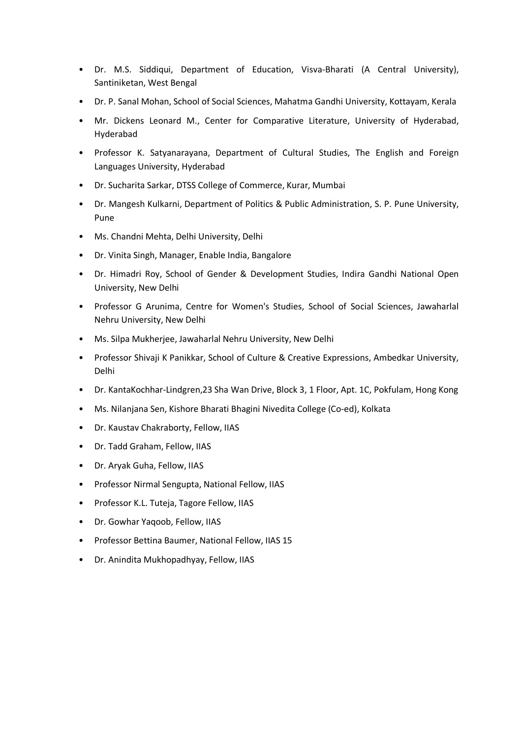- Dr. M.S. Siddiqui, Department of Education, Visva-Bharati (A Central University), Santiniketan, West Bengal
- Dr. P. Sanal Mohan, School of Social Sciences, Mahatma Gandhi University, Kottayam, Kerala
- Mr. Dickens Leonard M., Center for Comparative Literature, University of Hyderabad, Hyderabad
- Professor K. Satyanarayana, Department of Cultural Studies, The English and Foreign Languages University, Hyderabad
- Dr. Sucharita Sarkar, DTSS College of Commerce, Kurar, Mumbai
- Dr. Mangesh Kulkarni, Department of Politics & Public Administration, S. P. Pune University, Pune
- Ms. Chandni Mehta, Delhi University, Delhi
- Dr. Vinita Singh, Manager, Enable India, Bangalore
- Dr. Himadri Roy, School of Gender & Development Studies, Indira Gandhi National Open University, New Delhi
- Professor G Arunima, Centre for Women's Studies, School of Social Sciences, Jawaharlal Nehru University, New Delhi
- Ms. Silpa Mukherjee, Jawaharlal Nehru University, New Delhi
- Professor Shivaji K Panikkar, School of Culture & Creative Expressions, Ambedkar University, Delhi
- Dr. KantaKochhar-Lindgren,23 Sha Wan Drive, Block 3, 1 Floor, Apt. 1C, Pokfulam, Hong Kong
- Ms. Nilanjana Sen, Kishore Bharati Bhagini Nivedita College (Co-ed), Kolkata
- Dr. Kaustav Chakraborty, Fellow, IIAS
- Dr. Tadd Graham, Fellow, IIAS
- Dr. Aryak Guha, Fellow, IIAS
- Professor Nirmal Sengupta, National Fellow, IIAS
- Professor K.L. Tuteja, Tagore Fellow, IIAS
- Dr. Gowhar Yaqoob, Fellow, IIAS
- Professor Bettina Baumer, National Fellow, IIAS 15
- Dr. Anindita Mukhopadhyay, Fellow, IIAS